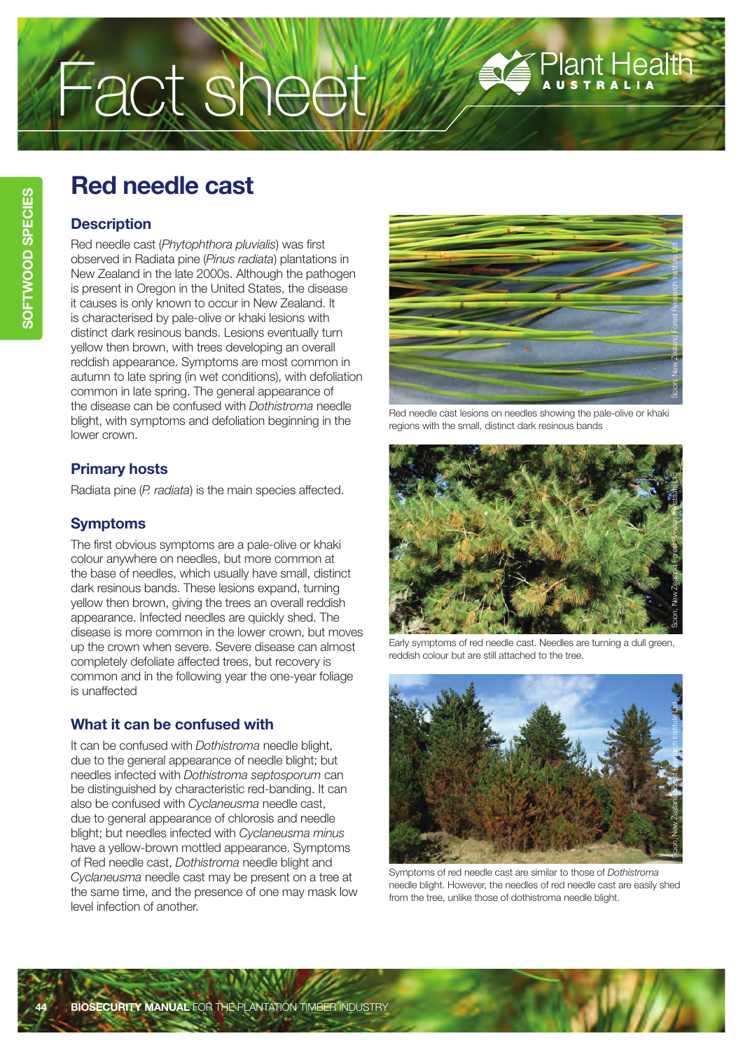# Fact sheet

## Red needle cast

### Description

Red needle cast (*Phytophthora pluvialis*) was first observed in Radiata pine (*Pinus radiata*) plantations in New Zealand in the late 2000s. Although the pathogen is present in Oregon in the United States, the disease it causes is only known to occur in New Zealand. It is characterised by pale-olive or khaki lesions with distinct dark resinous bands. Lesions eventually turn yellow then brown, with trees developing an overall reddish appearance. Symptoms are most common in autumn to late spring (in wet conditions), with defoliation common in late spring. The general appearance of the disease can be confused with *Dothistroma* needle blight, with symptoms and defoliation beginning in the lower crown.

### Primary hosts

Radiata pine (*P. radiata*) is the main species affected.

### Symptoms

The first obvious symptoms are a pale-olive or khaki colour anywhere on needles, but more common at the base of needles, which usually have small, distinct dark resinous bands. These lesions expand, turning yellow then brown, giving the trees an overall reddish appearance. Infected needles are quickly shed. The disease is more common in the lower crown, but moves up the crown when severe. Severe disease can almost completely defoliate affected trees, but recovery is common and in the following year the one-year foliage is unaffected

### What it can be confused with

It can be confused with *Dothistroma* needle blight, due to the general appearance of needle blight; but needles infected with *Dothistroma septosporum* can be distinguished by characteristic red-banding. It can also be confused with *Cyclaneusma* needle cast, due to general appearance of chlorosis and needle blight; but needles infected with *Cyclaneusma minus* have a yellow-brown mottled appearance. Symptoms of Red needle cast, *Dothistroma* needle blight and *Cyclaneusma* needle cast may be present on a tree at the same time, and the presence of one may mask low level infection of another.

Red needle cast lesions on needles showing the pale-olive or khaki regions with the small, distinct dark resinous bands

Early symptoms of red needle cast. Needles are turning a dull green, reddish colour but are still attached to the tree.

Symptoms of red needle cast are similar to those of *Dothistroma* needle blight. However, the needles of red needle cast are easily shed from the tree, unlike those of dothistroma needle blight.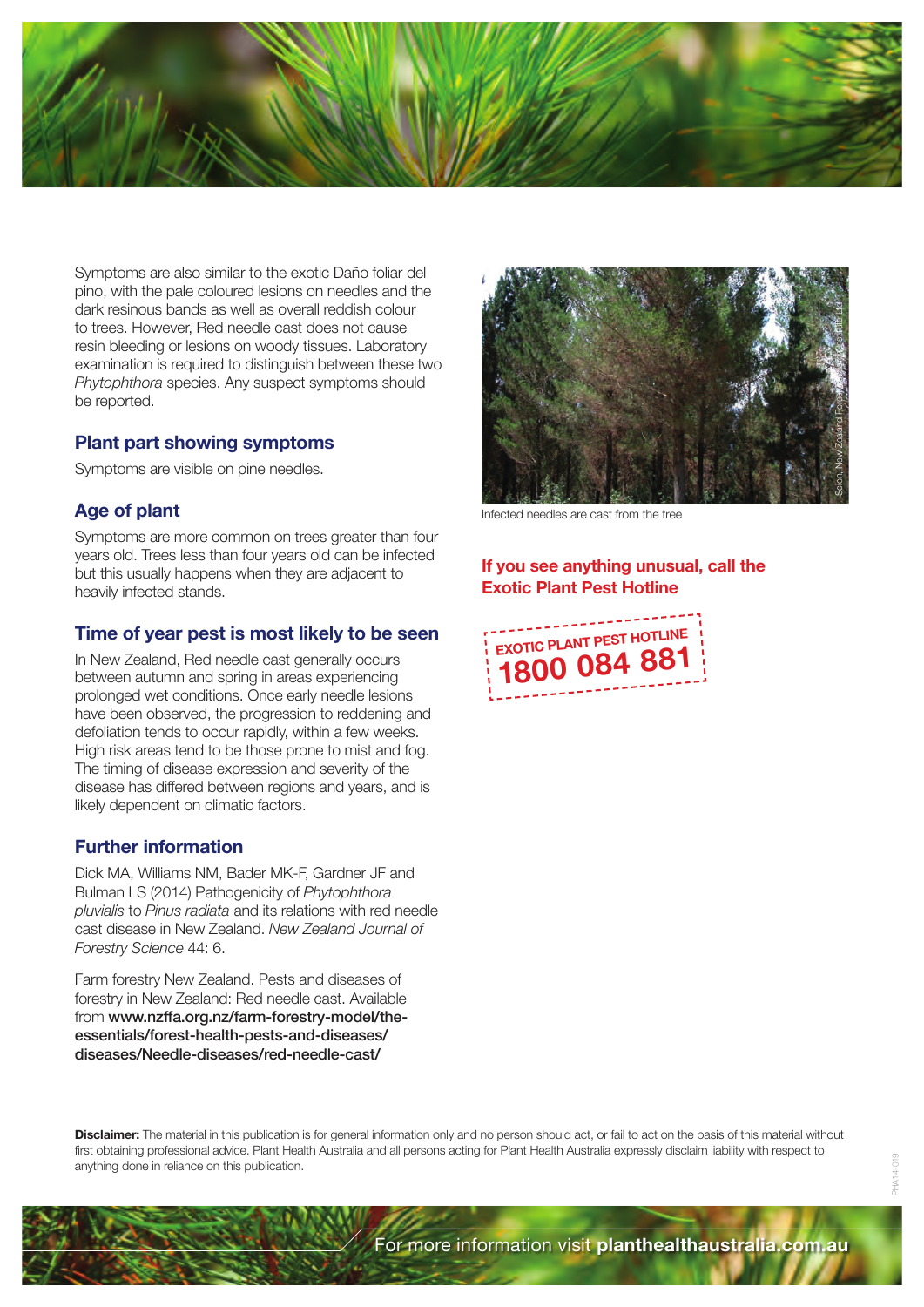Symptoms are also similar to the exotic Daño foliar del pino, with the pale coloured lesions on needles and the dark resinous bands as well as overall reddish colour to trees. However, Red needle cast does not cause resin bleeding or lesions on woody tissues. Laboratory examination is required to distinguish between these two *Phytophthora* species. Any suspect symptoms should be reported.

## Plant part showing symptoms

Symptoms are visible on pine needles.

## Age of plant

Symptoms are more common on trees greater than four years old. Trees less than four years old can be infected but this usually happens when they are adjacent to heavily infected stands.

## Time of year pest is most likely to be seen

In New Zealand, Red needle cast generally occurs between autumn and spring in areas experiencing prolonged wet conditions. Once early needle lesions have been observed, the progression to reddening and defoliation tends to occur rapidly, within a few weeks. High risk areas tend to be those prone to mist and fog. The timing of disease expression and severity of the disease has differed between regions and years, and is likely dependent on climatic factors.

## Further information

Dick MA, Williams NM, Bader MK-F, Gardner JF and Bulman LS (2014) Pathogenicity of *Phytophthora pluvialis* to *Pinus radiata* and its relations with red needle cast disease in New Zealand. *New Zealand Journal of Forestry Science* 44: 6.

Farm forestry New Zealand. Pests and diseases of forestry in New Zealand: Red needle cast. Available from **www.nzffa.org.nz/farm-forestry-model/the-essentials/forest-health-pests-and-diseases/diseases/Needle-diseases/red-needle-cast/**

Infected needles are cast from the tree

**If you see anything unusual, call the Exotic Plant Pest Hotline**

**EXOTIC PLANT PEST HOTLINE 1800 084 881**

**Disclaimer:** The material in this publication is for general information only and no person should act, or fail to act on the basis of this material without first obtaining professional advice. Plant Health Australia and all persons acting for Plant Health Australia expressly disclaim liability with respect to anything done in reliance on this publication.

For more information visit **planthealthaustralia.com.au**